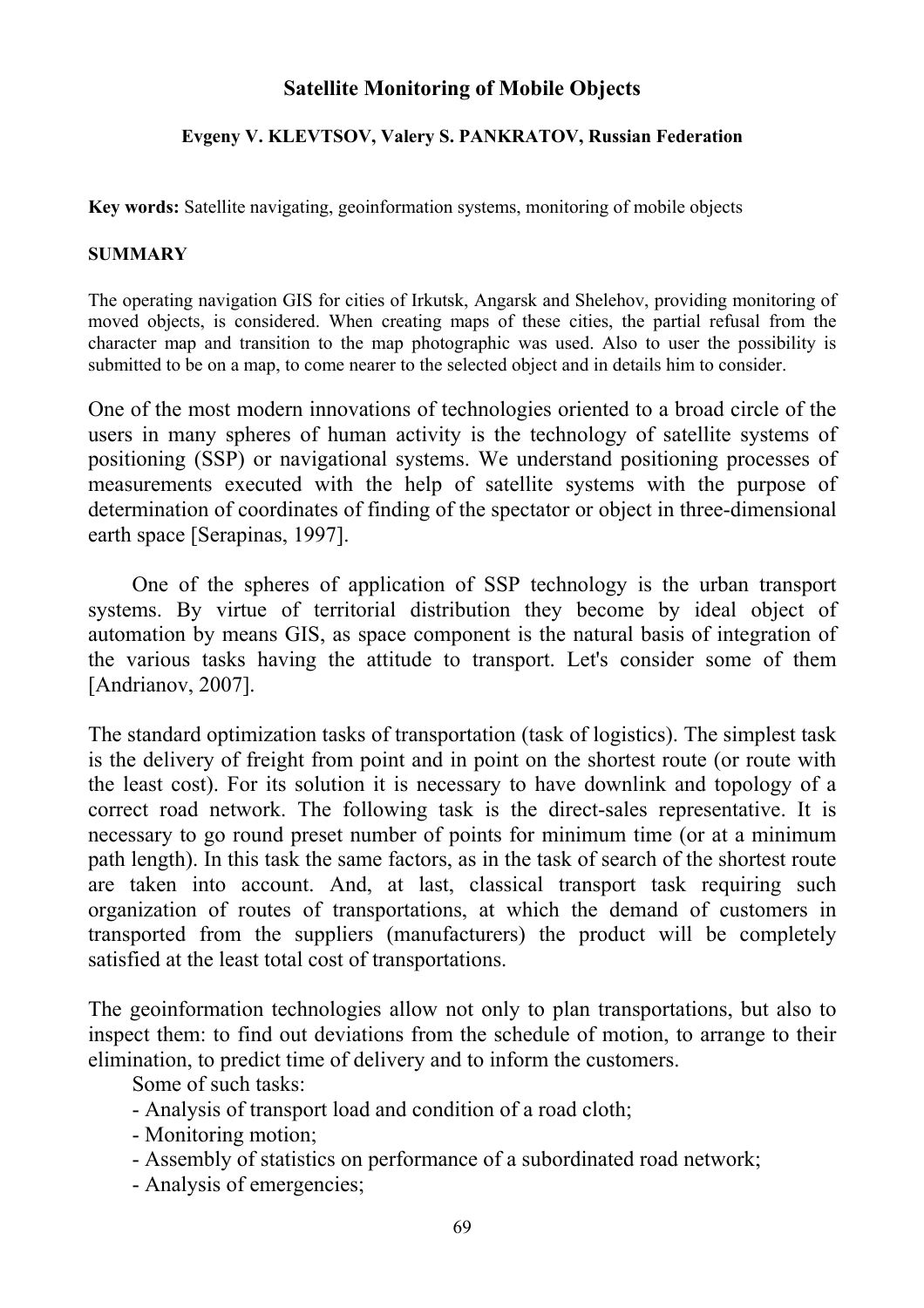# Satellite Monitoring of Mobile Objects

**Evgeny V. KLEVTSOV, Valery S. PANKRATOV, Russian Federation**

**Key words:** Satellite navigating, geoinformation systems, monitoring of mobile objects

**SUMMARY**

The operating navigation GIS for cities of Irkutsk, Angarsk and Shelehov, providing monitoring of moved objects, is considered. When creating maps of these cities, the partial refusal from the character map and transition to the map photographic was used. Also to user the possibility is submitted to be on a map, to come nearer to the selected object and in details him to consider.

One of the most modern innovations of technologies oriented to a broad circle of the users in many spheres of human activity is the technology of satellite systems of positioning (SSP) or navigational systems. We understand positioning processes of measurements executed with the help of satellite systems with the purpose of determination of coordinates of finding of the spectator or object in three-dimensional earth space [Serapinas, 1997].

One of the spheres of application of SSP technology is the urban transport systems. By virtue of territorial distribution they become by ideal object of automation by means GIS, as space component is the natural basis of integration of the various tasks having the attitude to transport. Let's consider some of them [Andrianov, 2007].

The standard optimization tasks of transportation (task of logistics). The simplest task is the delivery of freight from point and in point on the shortest route (or route with the least cost). For its solution it is necessary to have downlink and topology of a correct road network. The following task is the direct-sales representative. It is necessary to go round preset number of points for minimum time (or at a minimum path length). In this task the same factors, as in the task of search of the shortest route are taken into account. And, at last, classical transport task requiring such organization of routes of transportations, at which the demand of customers in transported from the suppliers (manufacturers) the product will be completely satisfied at the least total cost of transportations.

The geoinformation technologies allow not only to plan transportations, but also to inspect them: to find out deviations from the schedule of motion, to arrange to their elimination, to predict time of delivery and to inform the customers.

Some of such tasks:

- Analysis of transport load and condition of a road cloth;
- Monitoring motion;
- Assembly of statistics on performance of a subordinated road network;
- Analysis of emergencies;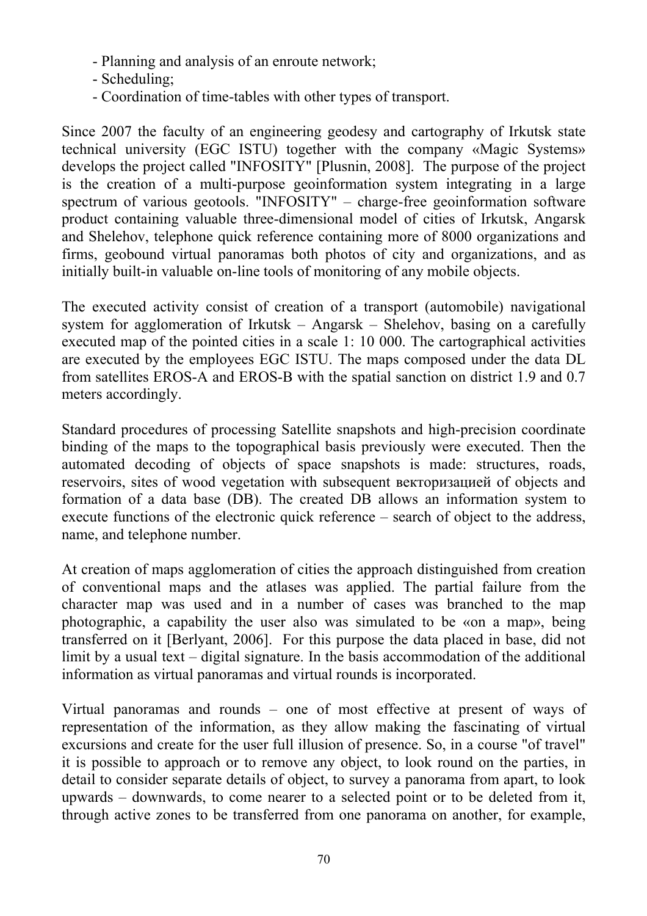- Planning and analysis of an enroute network;
- Scheduling;
- Coordination of time-tables with other types of transport.

Since 2007 the faculty of an engineering geodesy and cartography of Irkutsk state technical university (EGC ISTU) together with the company «Magic Systems» develops the project called "INFOSITY" [Plusnin, 2008]. The purpose of the project is the creation of a multi-purpose geoinformation system integrating in a large spectrum of various geotools. "INFOSITY" – charge-free geoinformation software product containing valuable three-dimensional model of cities of Irkutsk, Angarsk and Shelehov, telephone quick reference containing more of 8000 organizations and firms, geobound virtual panoramas both photos of city and organizations, and as initially built-in valuable on-line tools of monitoring of any mobile objects.

The executed activity consist of creation of a transport (automobile) navigational system for agglomeration of Irkutsk – Angarsk – Shelehov, basing on a carefully executed map of the pointed cities in a scale 1: 10 000. The cartographical activities are executed by the employees EGC ISTU. The maps composed under the data DL from satellites EROS-A and EROS-B with the spatial sanction on district 1.9 and 0.7 meters accordingly.

Standard procedures of processing Satellite snapshots and high-precision coordinate binding of the maps to the topographical basis previously were executed. Then the automated decoding of objects of space snapshots is made: structures, roads, reservoirs, sites of wood vegetation with subsequent векторизацией of objects and formation of a data base (DB). The created DB allows an information system to execute functions of the electronic quick reference – search of object to the address, name, and telephone number.

At creation of maps agglomeration of cities the approach distinguished from creation of conventional maps and the atlases was applied. The partial failure from the character map was used and in a number of cases was branched to the map photographic, a capability the user also was simulated to be «on a map», being transferred on it [Berlyant, 2006]. For this purpose the data placed in base, did not limit by a usual text – digital signature. In the basis accommodation of the additional information as virtual panoramas and virtual rounds is incorporated.

Virtual panoramas and rounds – one of most effective at present of ways of representation of the information, as they allow making the fascinating of virtual excursions and create for the user full illusion of presence. So, in a course "of travel" it is possible to approach or to remove any object, to look round on the parties, in detail to consider separate details of object, to survey a panorama from apart, to look upwards – downwards, to come nearer to a selected point or to be deleted from it, through active zones to be transferred from one panorama on another, for example,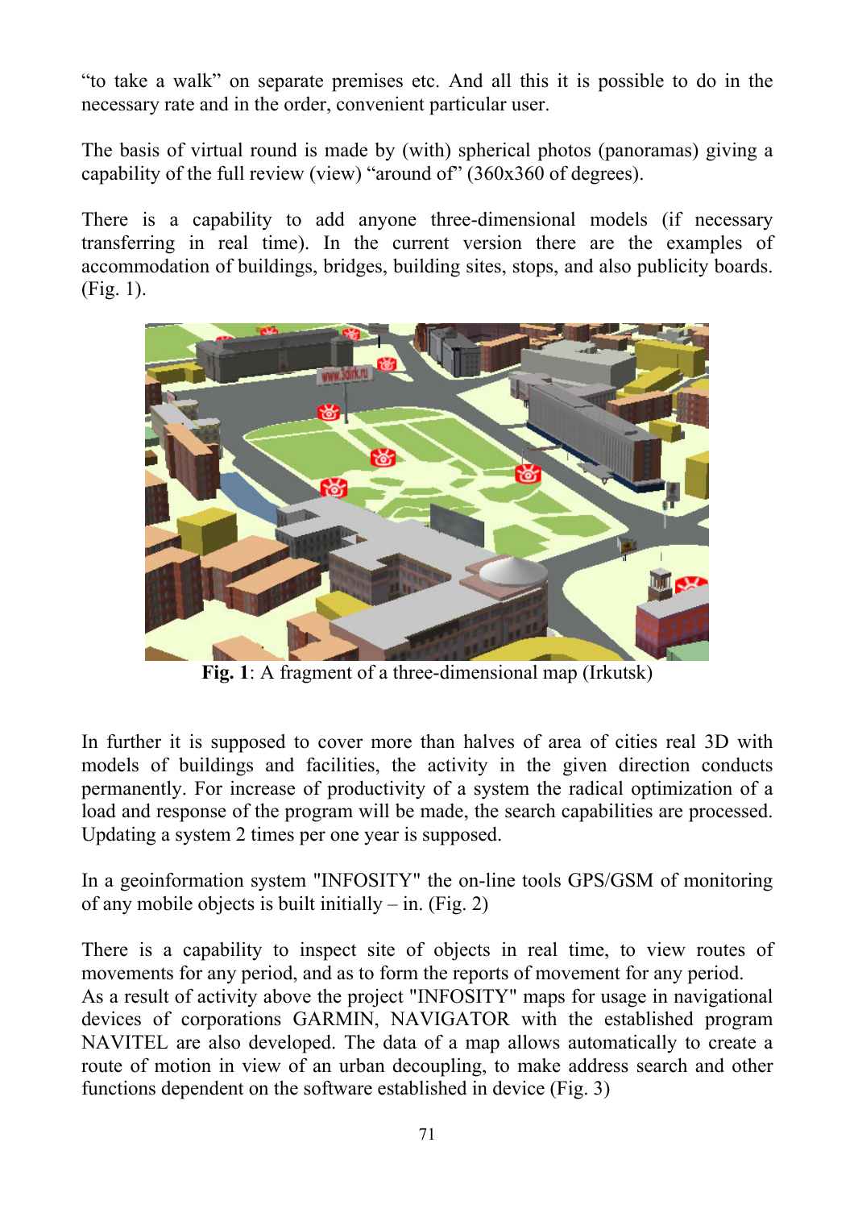"to take a walk" on separate premises etc. And all this it is possible to do in the necessary rate and in the order, convenient particular user.

The basis of virtual round is made by (with) spherical photos (panoramas) giving a capability of the full review (view) "around of" (360x360 of degrees).

There is a capability to add anyone three-dimensional models (if necessary transferring in real time). In the current version there are the examples of accommodation of buildings, bridges, building sites, stops, and also publicity boards. (Fig. 1).

**Fig. 1**: A fragment of a three-dimensional map (Irkutsk)

In further it is supposed to cover more than halves of area of cities real 3D with models of buildings and facilities, the activity in the given direction conducts permanently. For increase of productivity of a system the radical optimization of a load and response of the program will be made, the search capabilities are processed. Updating a system 2 times per one year is supposed.

In a geoinformation system "INFOSITY" the on-line tools GPS/GSM of monitoring of any mobile objects is built initially – in. (Fig. 2)

There is a capability to inspect site of objects in real time, to view routes of movements for any period, and as to form the reports of movement for any period.
As a result of activity above the project "INFOSITY" maps for usage in navigational devices of corporations GARMIN, NAVIGATOR with the established program NAVITEL are also developed. The data of a map allows automatically to create a route of motion in view of an urban decoupling, to make address search and other functions dependent on the software established in device (Fig. 3)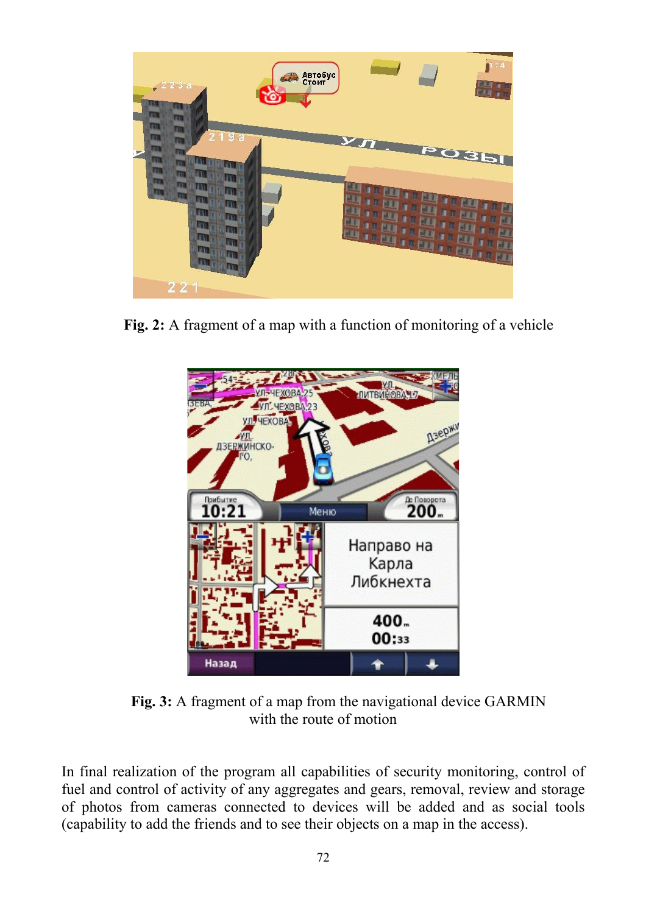**Fig. 2:** A fragment of a map with a function of monitoring of a vehicle

**Fig. 3:** A fragment of a map from the navigational device GARMIN with the route of motion

In final realization of the program all capabilities of security monitoring, control of fuel and control of activity of any aggregates and gears, removal, review and storage of photos from cameras connected to devices will be added and as social tools (capability to add the friends and to see their objects on a map in the access).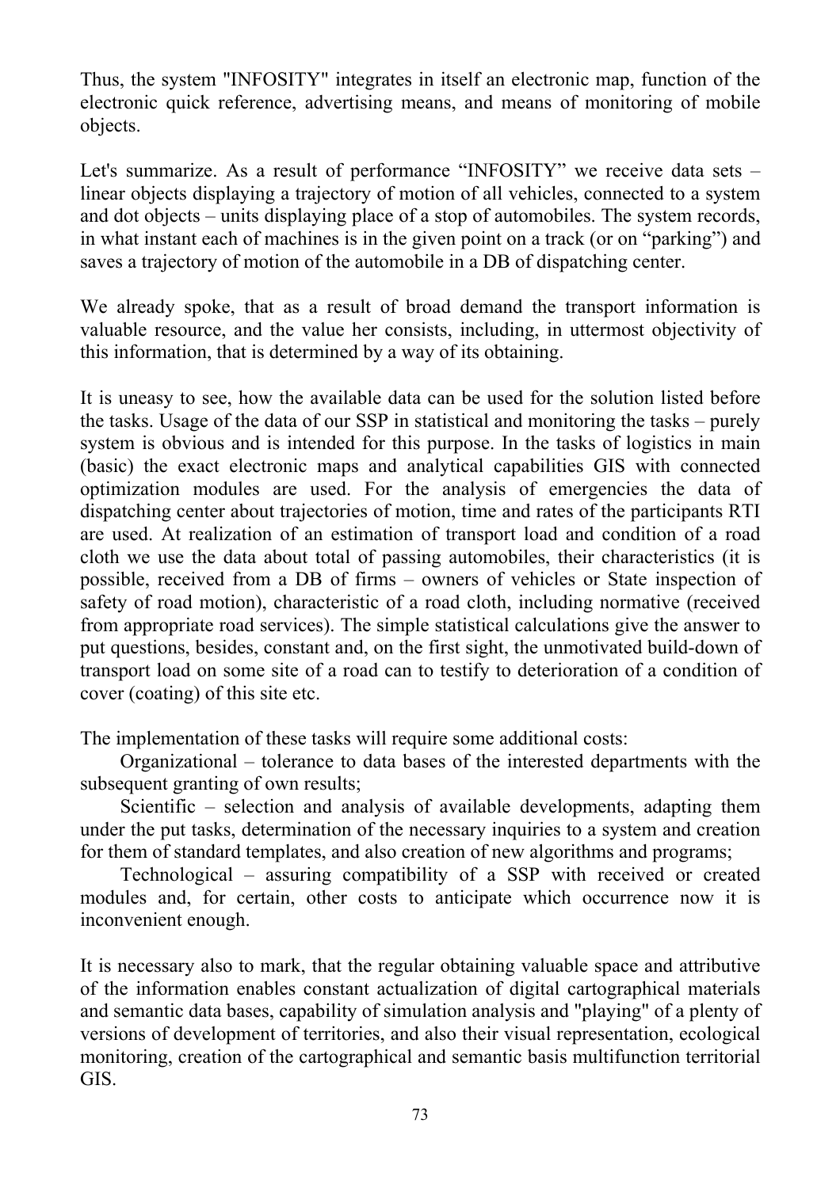Thus, the system "INFOSITY" integrates in itself an electronic map, function of the electronic quick reference, advertising means, and means of monitoring of mobile objects.

Let's summarize. As a result of performance “INFOSITY” we receive data sets – linear objects displaying a trajectory of motion of all vehicles, connected to a system and dot objects – units displaying place of a stop of automobiles. The system records, in what instant each of machines is in the given point on a track (or on “parking”) and saves a trajectory of motion of the automobile in a DB of dispatching center.

We already spoke, that as a result of broad demand the transport information is valuable resource, and the value her consists, including, in uttermost objectivity of this information, that is determined by a way of its obtaining.

It is uneasy to see, how the available data can be used for the solution listed before the tasks. Usage of the data of our SSP in statistical and monitoring the tasks – purely system is obvious and is intended for this purpose. In the tasks of logistics in main (basic) the exact electronic maps and analytical capabilities GIS with connected optimization modules are used. For the analysis of emergencies the data of dispatching center about trajectories of motion, time and rates of the participants RTI are used. At realization of an estimation of transport load and condition of a road cloth we use the data about total of passing automobiles, their characteristics (it is possible, received from a DB of firms – owners of vehicles or State inspection of safety of road motion), characteristic of a road cloth, including normative (received from appropriate road services). The simple statistical calculations give the answer to put questions, besides, constant and, on the first sight, the unmotivated build-down of transport load on some site of a road can to testify to deterioration of a condition of cover (coating) of this site etc.

The implementation of these tasks will require some additional costs:

Organizational – tolerance to data bases of the interested departments with the subsequent granting of own results;

Scientific – selection and analysis of available developments, adapting them under the put tasks, determination of the necessary inquiries to a system and creation for them of standard templates, and also creation of new algorithms and programs;

Technological – assuring compatibility of a SSP with received or created modules and, for certain, other costs to anticipate which occurrence now it is inconvenient enough.

It is necessary also to mark, that the regular obtaining valuable space and attributive of the information enables constant actualization of digital cartographical materials and semantic data bases, capability of simulation analysis and "playing" of a plenty of versions of development of territories, and also their visual representation, ecological monitoring, creation of the cartographical and semantic basis multifunction territorial GIS.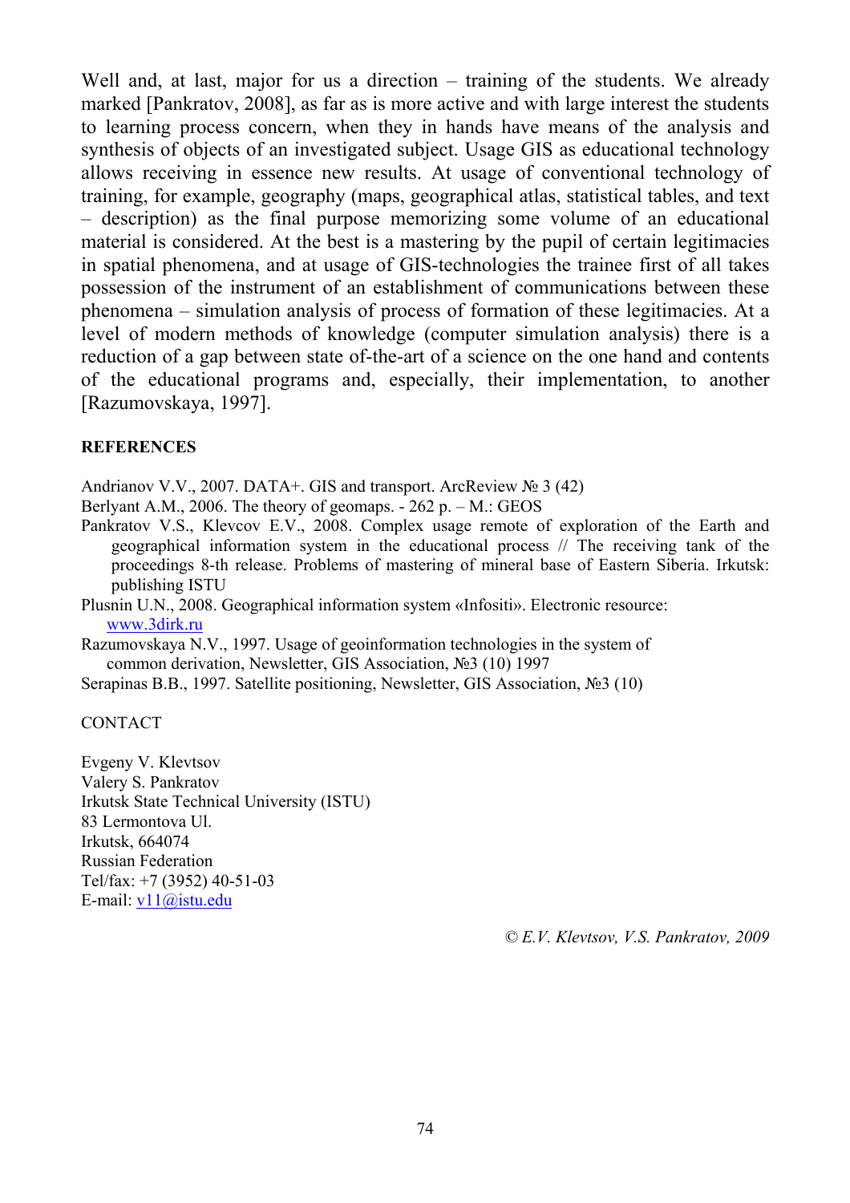Well and, at last, major for us a direction – training of the students. We already marked [Pankratov, 2008], as far as is more active and with large interest the students to learning process concern, when they in hands have means of the analysis and synthesis of objects of an investigated subject. Usage GIS as educational technology allows receiving in essence new results. At usage of conventional technology of training, for example, geography (maps, geographical atlas, statistical tables, and text – description) as the final purpose memorizing some volume of an educational material is considered. At the best is a mastering by the pupil of certain legitimacies in spatial phenomena, and at usage of GIS-technologies the trainee first of all takes possession of the instrument of an establishment of communications between these phenomena – simulation analysis of process of formation of these legitimacies. At a level of modern methods of knowledge (computer simulation analysis) there is a reduction of a gap between state of-the-art of a science on the one hand and contents of the educational programs and, especially, their implementation, to another [Razumovskaya, 1997].

## REFERENCES

Andrianov V.V., 2007. DATA+. GIS and transport. ArcReview № 3 (42)

Berlyant A.M., 2006. The theory of geomaps. - 262 p. – M.: GEOS

Pankratov V.S., Klevcov E.V., 2008. Complex usage remote of exploration of the Earth and geographical information system in the educational process // The receiving tank of the proceedings 8-th release. Problems of mastering of mineral base of Eastern Siberia. Irkutsk: publishing ISTU

Plusnin U.N., 2008. Geographical information system «Infositi». Electronic resource: www.3dirk.ru

Razumovskaya N.V., 1997. Usage of geoinformation technologies in the system of common derivation, Newsletter, GIS Association, №3 (10) 1997

Serapinas B.B., 1997. Satellite positioning, Newsletter, GIS Association, №3 (10)

CONTACT

Evgeny V. Klevtsov
Valery S. Pankratov
Irkutsk State Technical University (ISTU)
83 Lermontova Ul.
Irkutsk, 664074
Russian Federation
Tel/fax: +7 (3952) 40-51-03
E-mail: v11@istu.edu

*© E.V. Klevtsov, V.S. Pankratov, 2009*